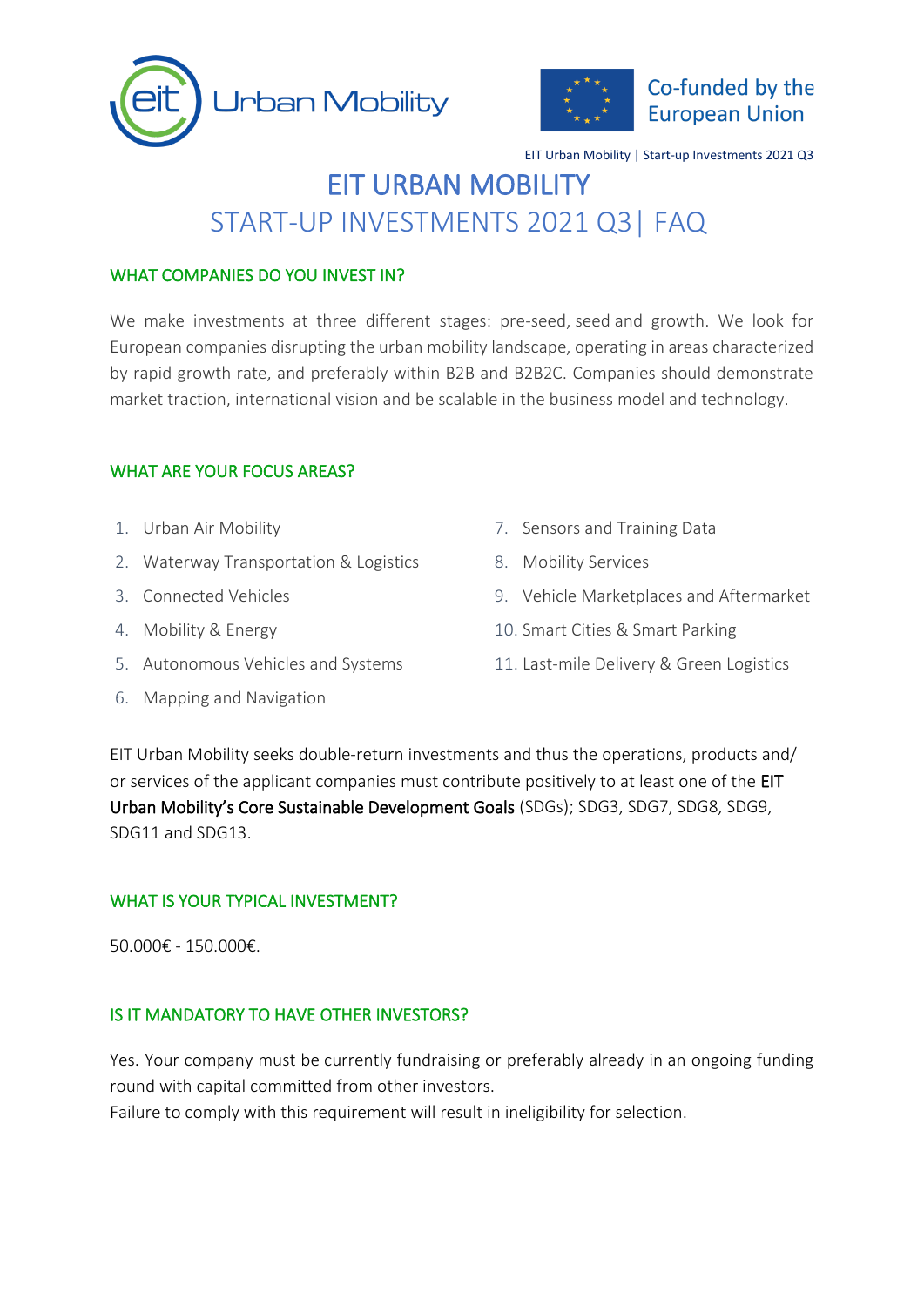# EIT URBAN MOBILITY

## START-UP INVESTMENTS 2021 Q3| FAQ

### WHAT COMPANIES DO YOU INVEST IN?

We make investments at three different stages: pre-seed, seed and growth. We look for European companies disrupting the urban mobility landscape, operating in areas characterized by rapid growth rate, and preferably within B2B and B2B2C. Companies should demonstrate market traction, international vision and be scalable in the business model and technology.

### WHAT ARE YOUR FOCUS AREAS?

1. Urban Air Mobility
2. Waterway Transportation & Logistics
3. Connected Vehicles
4. Mobility & Energy
5. Autonomous Vehicles and Systems
6. Mapping and Navigation
7. Sensors and Training Data
8. Mobility Services
9. Vehicle Marketplaces and Aftermarket
10. Smart Cities & Smart Parking
11. Last-mile Delivery & Green Logistics

EIT Urban Mobility seeks double-return investments and thus the operations, products and/ or services of the applicant companies must contribute positively to at least one of the EIT Urban Mobility's Core Sustainable Development Goals (SDGs); SDG3, SDG7, SDG8, SDG9, SDG11 and SDG13.

### WHAT IS YOUR TYPICAL INVESTMENT?

50.000€ - 150.000€.

### IS IT MANDATORY TO HAVE OTHER INVESTORS?

Yes. Your company must be currently fundraising or preferably already in an ongoing funding round with capital committed from other investors.
Failure to comply with this requirement will result in ineligibility for selection.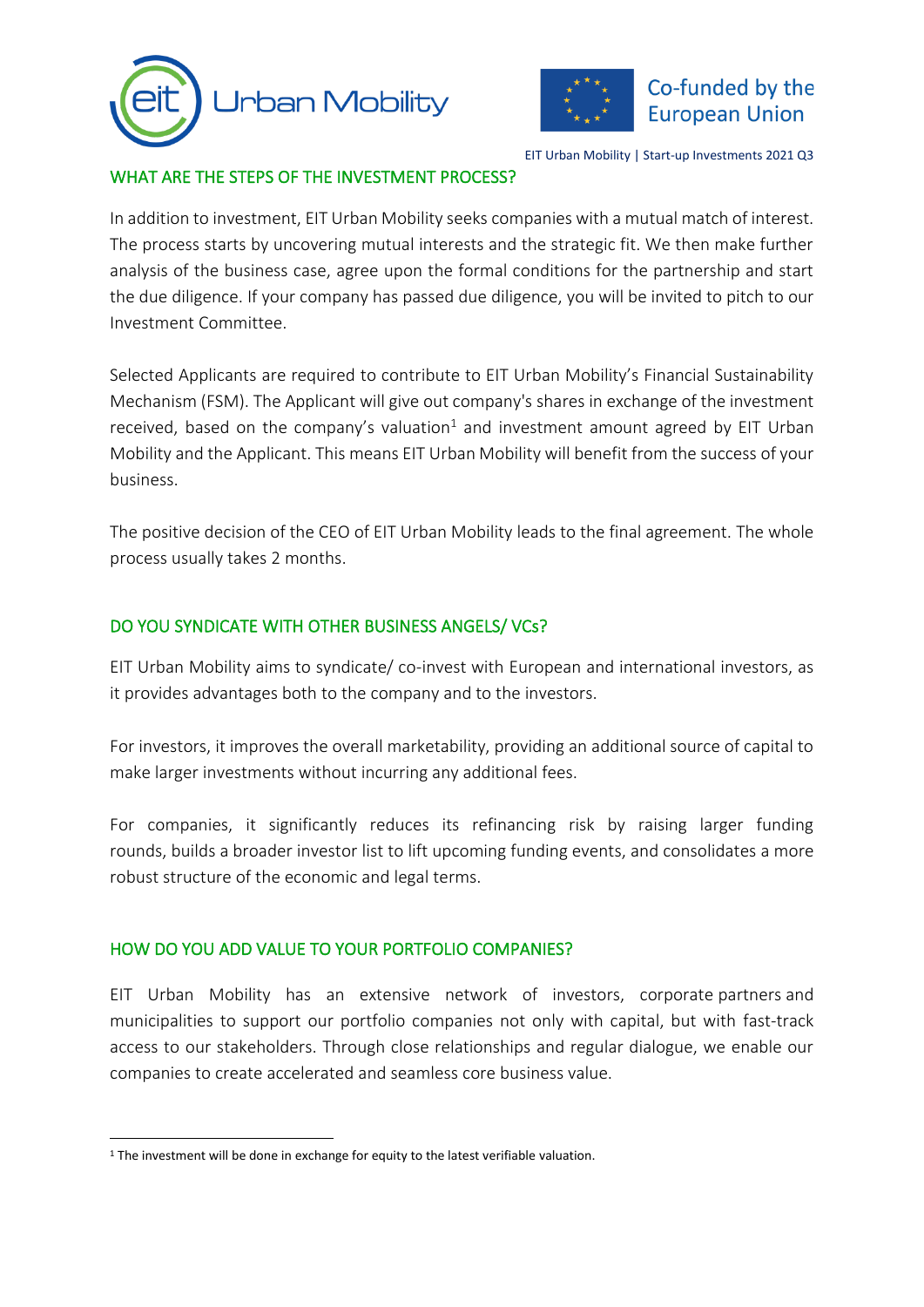## WHAT ARE THE STEPS OF THE INVESTMENT PROCESS?

In addition to investment, EIT Urban Mobility seeks companies with a mutual match of interest. The process starts by uncovering mutual interests and the strategic fit. We then make further analysis of the business case, agree upon the formal conditions for the partnership and start the due diligence. If your company has passed due diligence, you will be invited to pitch to our Investment Committee.

Selected Applicants are required to contribute to EIT Urban Mobility's Financial Sustainability Mechanism (FSM). The Applicant will give out company's shares in exchange of the investment received, based on the company's valuation[1] and investment amount agreed by EIT Urban Mobility and the Applicant. This means EIT Urban Mobility will benefit from the success of your business.

The positive decision of the CEO of EIT Urban Mobility leads to the final agreement. The whole process usually takes 2 months.

## DO YOU SYNDICATE WITH OTHER BUSINESS ANGELS/ VCs?

EIT Urban Mobility aims to syndicate/ co-invest with European and international investors, as it provides advantages both to the company and to the investors.

For investors, it improves the overall marketability, providing an additional source of capital to make larger investments without incurring any additional fees.

For companies, it significantly reduces its refinancing risk by raising larger funding rounds, builds a broader investor list to lift upcoming funding events, and consolidates a more robust structure of the economic and legal terms.

## HOW DO YOU ADD VALUE TO YOUR PORTFOLIO COMPANIES?

EIT Urban Mobility has an extensive network of investors, corporate partners and municipalities to support our portfolio companies not only with capital, but with fast-track access to our stakeholders. Through close relationships and regular dialogue, we enable our companies to create accelerated and seamless core business value.

[1] The investment will be done in exchange for equity to the latest verifiable valuation.